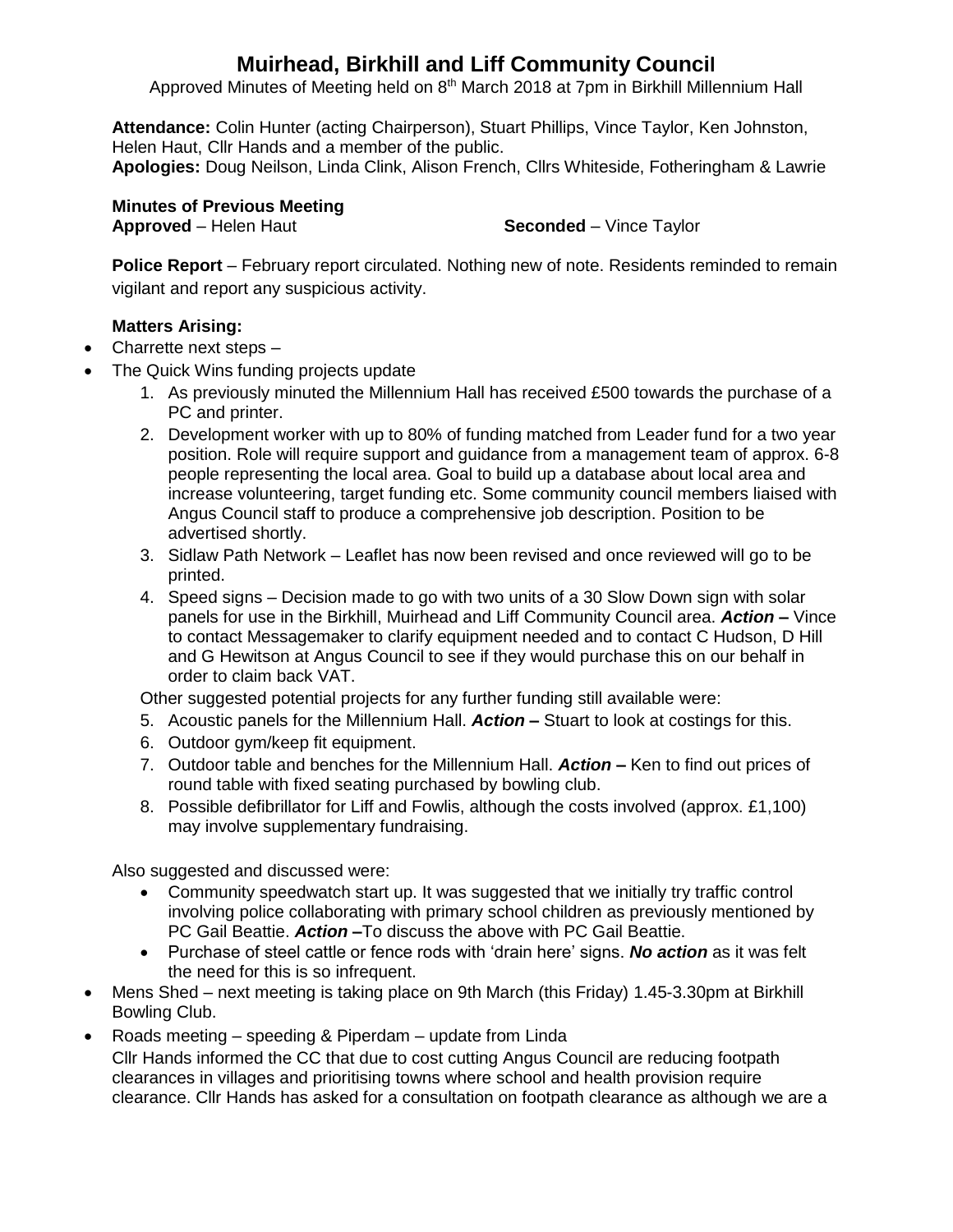# Muirhead, Birkhill and Liff Community Council

Approved Minutes of Meeting held on 8th March 2018 at 7pm in Birkhill Millennium Hall

**Attendance:** Colin Hunter (acting Chairperson), Stuart Phillips, Vince Taylor, Ken Johnston, Helen Haut, Cllr Hands and a member of the public.
**Apologies:** Doug Neilson, Linda Clink, Alison French, Cllrs Whiteside, Fotheringham & Lawrie

**Minutes of Previous Meeting**
**Approved** – Helen Haut **Seconded** – Vince Taylor

**Police Report** – February report circulated. Nothing new of note. Residents reminded to remain vigilant and report any suspicious activity.

**Matters Arising:**

- Charrette next steps –
- The Quick Wins funding projects update
  1. As previously minuted the Millennium Hall has received £500 towards the purchase of a PC and printer.
  2. Development worker with up to 80% of funding matched from Leader fund for a two year position. Role will require support and guidance from a management team of approx. 6-8 people representing the local area. Goal to build up a database about local area and increase volunteering, target funding etc. Some community council members liaised with Angus Council staff to produce a comprehensive job description. Position to be advertised shortly.
  3. Sidlaw Path Network – Leaflet has now been revised and once reviewed will go to be printed.
  4. Speed signs – Decision made to go with two units of a 30 Slow Down sign with solar panels for use in the Birkhill, Muirhead and Liff Community Council area. ***Action –*** Vince to contact Messagemaker to clarify equipment needed and to contact C Hudson, D Hill and G Hewitson at Angus Council to see if they would purchase this on our behalf in order to claim back VAT.

  Other suggested potential projects for any further funding still available were:

  5. Acoustic panels for the Millennium Hall. ***Action –*** Stuart to look at costings for this.
  6. Outdoor gym/keep fit equipment.
  7. Outdoor table and benches for the Millennium Hall. ***Action –*** Ken to find out prices of round table with fixed seating purchased by bowling club.
  8. Possible defibrillator for Liff and Fowlis, although the costs involved (approx. £1,100) may involve supplementary fundraising.

  Also suggested and discussed were:

  - Community speedwatch start up. It was suggested that we initially try traffic control involving police collaborating with primary school children as previously mentioned by PC Gail Beattie. ***Action –***To discuss the above with PC Gail Beattie.
  - Purchase of steel cattle or fence rods with 'drain here' signs. ***No action*** as it was felt the need for this is so infrequent.
- Mens Shed – next meeting is taking place on 9th March (this Friday) 1.45-3.30pm at Birkhill Bowling Club.
- Roads meeting – speeding & Piperdam – update from Linda

  Cllr Hands informed the CC that due to cost cutting Angus Council are reducing footpath clearances in villages and prioritising towns where school and health provision require clearance. Cllr Hands has asked for a consultation on footpath clearance as although we are a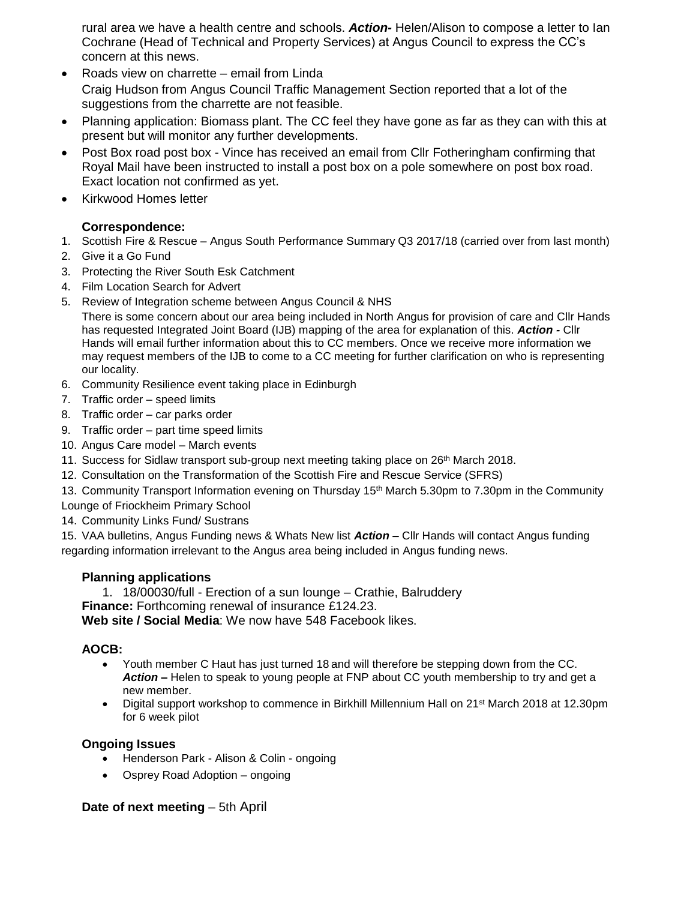rural area we have a health centre and schools. ***Action-*** Helen/Alison to compose a letter to Ian Cochrane (Head of Technical and Property Services) at Angus Council to express the CC's concern at this news.

- Roads view on charrette – email from Linda
  Craig Hudson from Angus Council Traffic Management Section reported that a lot of the suggestions from the charrette are not feasible.
- Planning application: Biomass plant. The CC feel they have gone as far as they can with this at present but will monitor any further developments.
- Post Box road post box - Vince has received an email from Cllr Fotheringham confirming that Royal Mail have been instructed to install a post box on a pole somewhere on post box road. Exact location not confirmed as yet.
- Kirkwood Homes letter

### Correspondence:

1. Scottish Fire & Rescue – Angus South Performance Summary Q3 2017/18 (carried over from last month)
2. Give it a Go Fund
3. Protecting the River South Esk Catchment
4. Film Location Search for Advert
5. Review of Integration scheme between Angus Council & NHS
   There is some concern about our area being included in North Angus for provision of care and Cllr Hands has requested Integrated Joint Board (IJB) mapping of the area for explanation of this. ***Action -*** Cllr Hands will email further information about this to CC members. Once we receive more information we may request members of the IJB to come to a CC meeting for further clarification on who is representing our locality.
6. Community Resilience event taking place in Edinburgh
7. Traffic order – speed limits
8. Traffic order – car parks order
9. Traffic order – part time speed limits
10. Angus Care model – March events
11. Success for Sidlaw transport sub-group next meeting taking place on 26th March 2018.
12. Consultation on the Transformation of the Scottish Fire and Rescue Service (SFRS)
13. Community Transport Information evening on Thursday 15th March 5.30pm to 7.30pm in the Community Lounge of Friockheim Primary School
14. Community Links Fund/ Sustrans
15. VAA bulletins, Angus Funding news & Whats New list ***Action –*** Cllr Hands will contact Angus funding regarding information irrelevant to the Angus area being included in Angus funding news.

### Planning applications

1. 18/00030/full - Erection of a sun lounge – Crathie, Balruddery

**Finance:** Forthcoming renewal of insurance £124.23.

**Web site / Social Media**: We now have 548 Facebook likes.

### AOCB:

- Youth member C Haut has just turned 18 and will therefore be stepping down from the CC. ***Action –*** Helen to speak to young people at FNP about CC youth membership to try and get a new member.
- Digital support workshop to commence in Birkhill Millennium Hall on 21st March 2018 at 12.30pm for 6 week pilot

### Ongoing Issues

- Henderson Park - Alison & Colin - ongoing
- Osprey Road Adoption – ongoing

**Date of next meeting** – 5th April